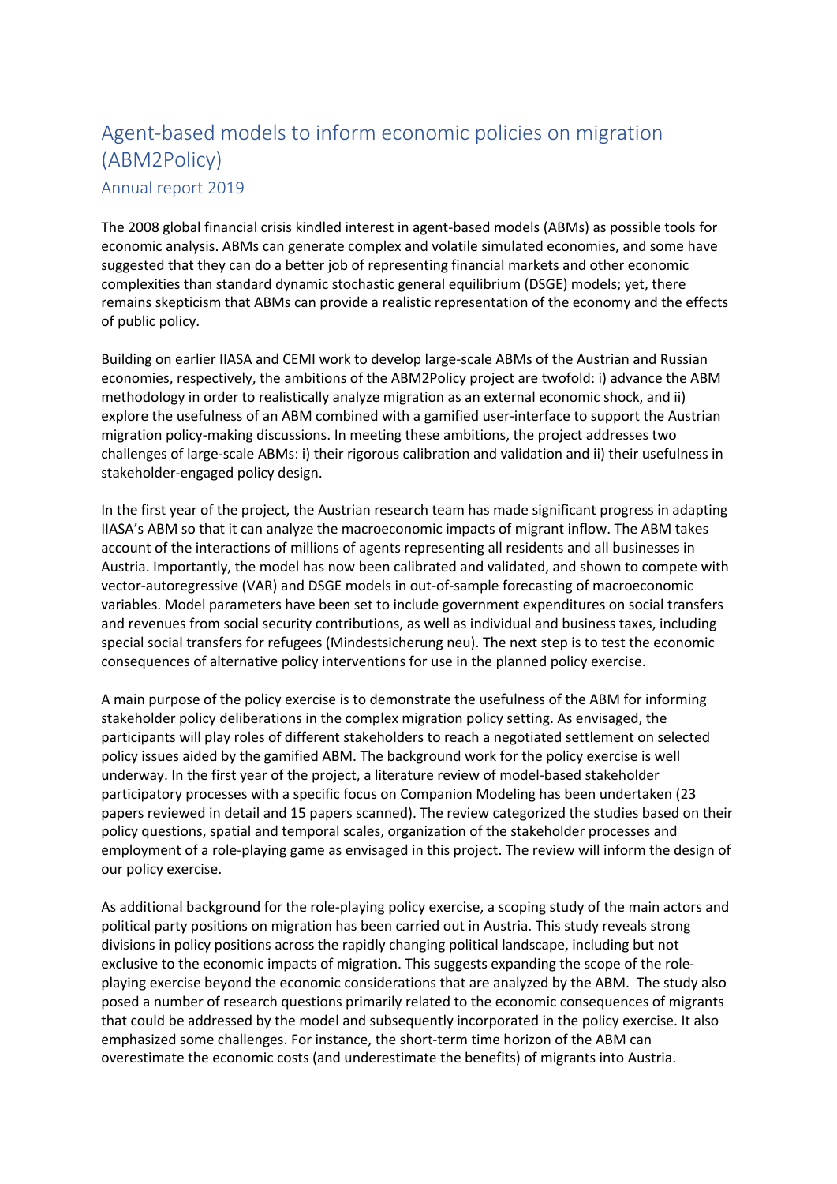# Agent-based models to inform economic policies on migration (ABM2Policy)

## Annual report 2019

The 2008 global financial crisis kindled interest in agent-based models (ABMs) as possible tools for economic analysis. ABMs can generate complex and volatile simulated economies, and some have suggested that they can do a better job of representing financial markets and other economic complexities than standard dynamic stochastic general equilibrium (DSGE) models; yet, there remains skepticism that ABMs can provide a realistic representation of the economy and the effects of public policy.

Building on earlier IIASA and CEMI work to develop large-scale ABMs of the Austrian and Russian economies, respectively, the ambitions of the ABM2Policy project are twofold: i) advance the ABM methodology in order to realistically analyze migration as an external economic shock, and ii) explore the usefulness of an ABM combined with a gamified user-interface to support the Austrian migration policy-making discussions. In meeting these ambitions, the project addresses two challenges of large-scale ABMs: i) their rigorous calibration and validation and ii) their usefulness in stakeholder-engaged policy design.

In the first year of the project, the Austrian research team has made significant progress in adapting IIASA's ABM so that it can analyze the macroeconomic impacts of migrant inflow. The ABM takes account of the interactions of millions of agents representing all residents and all businesses in Austria. Importantly, the model has now been calibrated and validated, and shown to compete with vector-autoregressive (VAR) and DSGE models in out-of-sample forecasting of macroeconomic variables. Model parameters have been set to include government expenditures on social transfers and revenues from social security contributions, as well as individual and business taxes, including special social transfers for refugees (Mindestsicherung neu). The next step is to test the economic consequences of alternative policy interventions for use in the planned policy exercise.

A main purpose of the policy exercise is to demonstrate the usefulness of the ABM for informing stakeholder policy deliberations in the complex migration policy setting. As envisaged, the participants will play roles of different stakeholders to reach a negotiated settlement on selected policy issues aided by the gamified ABM. The background work for the policy exercise is well underway. In the first year of the project, a literature review of model-based stakeholder participatory processes with a specific focus on Companion Modeling has been undertaken (23 papers reviewed in detail and 15 papers scanned). The review categorized the studies based on their policy questions, spatial and temporal scales, organization of the stakeholder processes and employment of a role-playing game as envisaged in this project. The review will inform the design of our policy exercise.

As additional background for the role-playing policy exercise, a scoping study of the main actors and political party positions on migration has been carried out in Austria. This study reveals strong divisions in policy positions across the rapidly changing political landscape, including but not exclusive to the economic impacts of migration. This suggests expanding the scope of the role-playing exercise beyond the economic considerations that are analyzed by the ABM. The study also posed a number of research questions primarily related to the economic consequences of migrants that could be addressed by the model and subsequently incorporated in the policy exercise. It also emphasized some challenges. For instance, the short-term time horizon of the ABM can overestimate the economic costs (and underestimate the benefits) of migrants into Austria.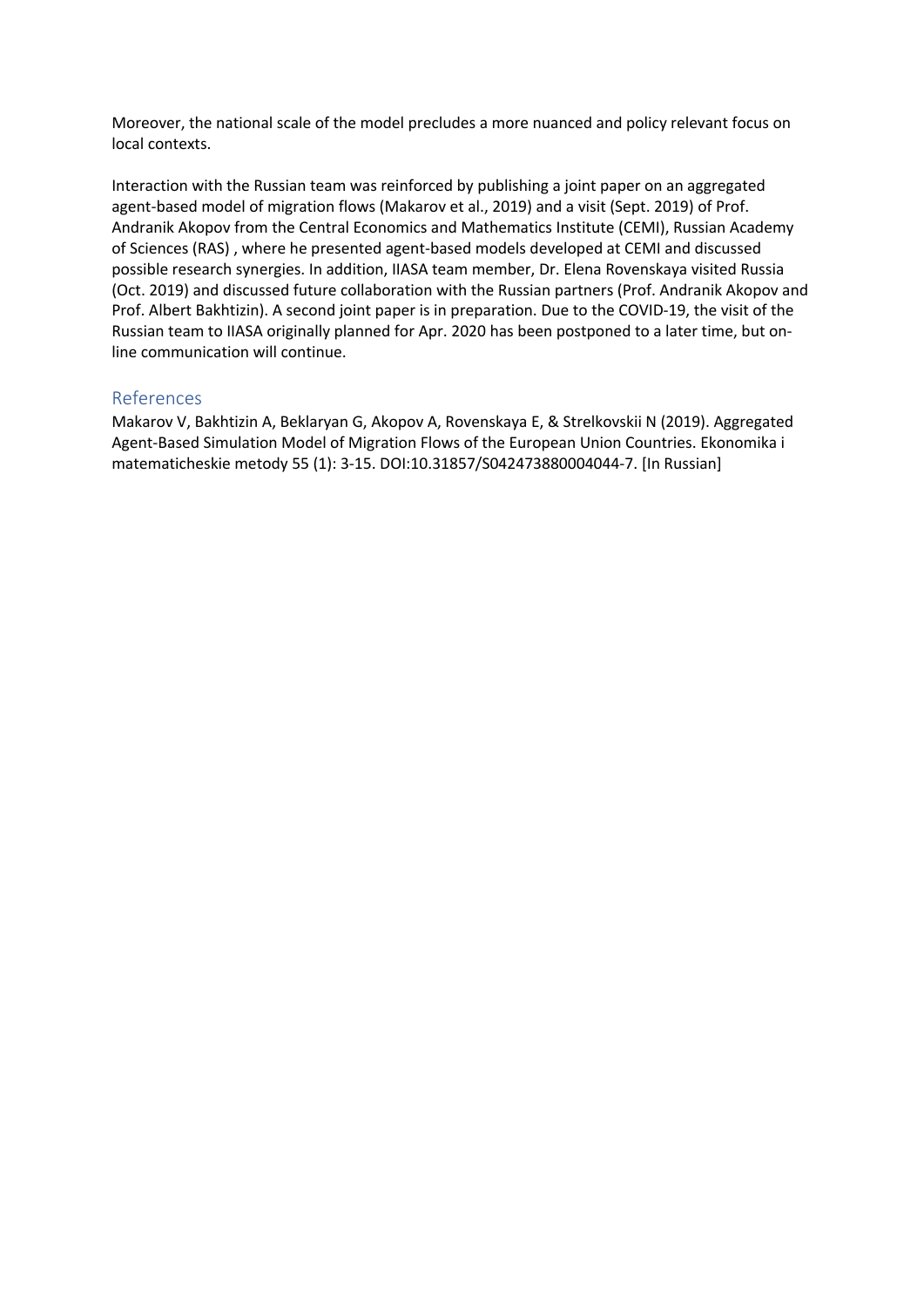Moreover, the national scale of the model precludes a more nuanced and policy relevant focus on local contexts.

Interaction with the Russian team was reinforced by publishing a joint paper on an aggregated agent-based model of migration flows (Makarov et al., 2019) and a visit (Sept. 2019) of Prof. Andranik Akopov from the Central Economics and Mathematics Institute (CEMI), Russian Academy of Sciences (RAS) , where he presented agent-based models developed at CEMI and discussed possible research synergies. In addition, IIASA team member, Dr. Elena Rovenskaya visited Russia (Oct. 2019) and discussed future collaboration with the Russian partners (Prof. Andranik Akopov and Prof. Albert Bakhtizin). A second joint paper is in preparation. Due to the COVID-19, the visit of the Russian team to IIASA originally planned for Apr. 2020 has been postponed to a later time, but on-line communication will continue.

## References

Makarov V, Bakhtizin A, Beklaryan G, Akopov A, Rovenskaya E, & Strelkovskii N (2019). Aggregated Agent-Based Simulation Model of Migration Flows of the European Union Countries. Ekonomika i matematicheskie metody 55 (1): 3-15. DOI:10.31857/S042473880004044-7. [In Russian]